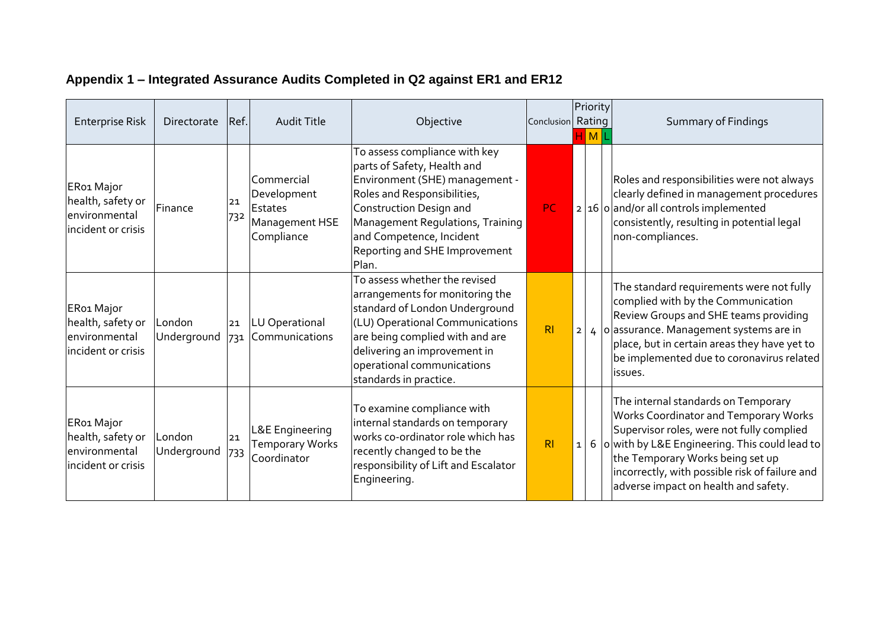## Appendix 1 – Integrated Assurance Audits Completed in Q2 against ER1 and ER12

| Enterprise Risk | Directorate | Ref. | Audit Title | Objective | Conclusion | Priority Rating H | M | L | Summary of Findings |
|---|---|---|---|---|---|---|---|---|---|
| ER01 Major health, safety or environmental incident or crisis | Finance | 21 732 | Commercial Development Estates Management HSE Compliance | To assess compliance with key parts of Safety, Health and Environment (SHE) management - Roles and Responsibilities, Construction Design and Management Regulations, Training and Competence, Incident Reporting and SHE Improvement Plan. | PC | 2 | 16 | 0 | Roles and responsibilities were not always clearly defined in management procedures and/or all controls implemented consistently, resulting in potential legal non-compliances. |
| ER01 Major health, safety or environmental incident or crisis | London Underground | 21 731 | LU Operational Communications | To assess whether the revised arrangements for monitoring the standard of London Underground (LU) Operational Communications are being complied with and are delivering an improvement in operational communications standards in practice. | RI | 2 | 4 | 0 | The standard requirements were not fully complied with by the Communication Review Groups and SHE teams providing assurance. Management systems are in place, but in certain areas they have yet to be implemented due to coronavirus related issues. |
| ER01 Major health, safety or environmental incident or crisis | London Underground | 21 733 | L&E Engineering Temporary Works Coordinator | To examine compliance with internal standards on temporary works co-ordinator role which has recently changed to be the responsibility of Lift and Escalator Engineering. | RI | 1 | 6 | 0 | The internal standards on Temporary Works Coordinator and Temporary Works Supervisor roles, were not fully complied with by L&E Engineering. This could lead to the Temporary Works being set up incorrectly, with possible risk of failure and adverse impact on health and safety. |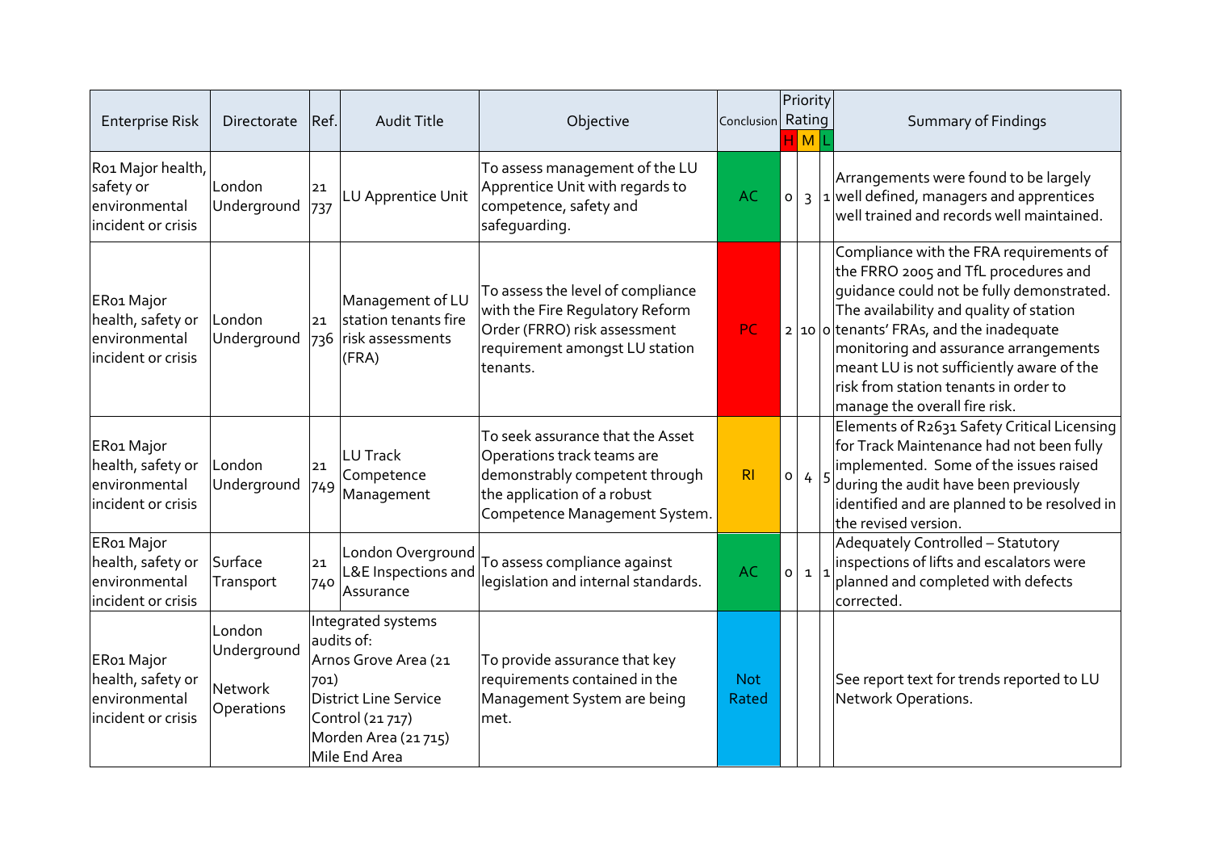| Enterprise Risk | Directorate | Ref. | Audit Title | Objective | Conclusion | Priority Rating | | | Summary of Findings |
|---|---|---|---|---|---|---|---|---|---|
| | | | | | | H | M | L | |
| R01 Major health, safety or environmental incident or crisis | London Underground | 21 737 | LU Apprentice Unit | To assess management of the LU Apprentice Unit with regards to competence, safety and safeguarding. | AC | 0 | 3 | 1 | Arrangements were found to be largely well defined, managers and apprentices well trained and records well maintained. |
| ER01 Major health, safety or environmental incident or crisis | London Underground | 21 736 | Management of LU station tenants fire risk assessments (FRA) | To assess the level of compliance with the Fire Regulatory Reform Order (FRRO) risk assessment requirement amongst LU station tenants. | PC | 2 | 10 | 0 | Compliance with the FRA requirements of the FRRO 2005 and TfL procedures and guidance could not be fully demonstrated. The availability and quality of station tenants' FRAs, and the inadequate monitoring and assurance arrangements meant LU is not sufficiently aware of the risk from station tenants in order to manage the overall fire risk. |
| ER01 Major health, safety or environmental incident or crisis | London Underground | 21 749 | LU Track Competence Management | To seek assurance that the Asset Operations track teams are demonstrably competent through the application of a robust Competence Management System. | RI | 0 | 4 | 5 | Elements of R2631 Safety Critical Licensing for Track Maintenance had not been fully implemented. Some of the issues raised during the audit have been previously identified and are planned to be resolved in the revised version. |
| ER01 Major health, safety or environmental incident or crisis | Surface Transport | 21 740 | London Overground L&E Inspections and Assurance | To assess compliance against legislation and internal standards. | AC | 0 | 1 | 1 | Adequately Controlled – Statutory inspections of lifts and escalators were planned and completed with defects corrected. |
| ER01 Major health, safety or environmental incident or crisis | London Underground<br><br>Network Operations | Integrated systems audits of:<br>Arnos Grove Area (21 701)<br>District Line Service Control (21 717)<br>Morden Area (21 715)<br>Mile End Area | | To provide assurance that key requirements contained in the Management System are being met. | Not Rated | | | | See report text for trends reported to LU Network Operations. |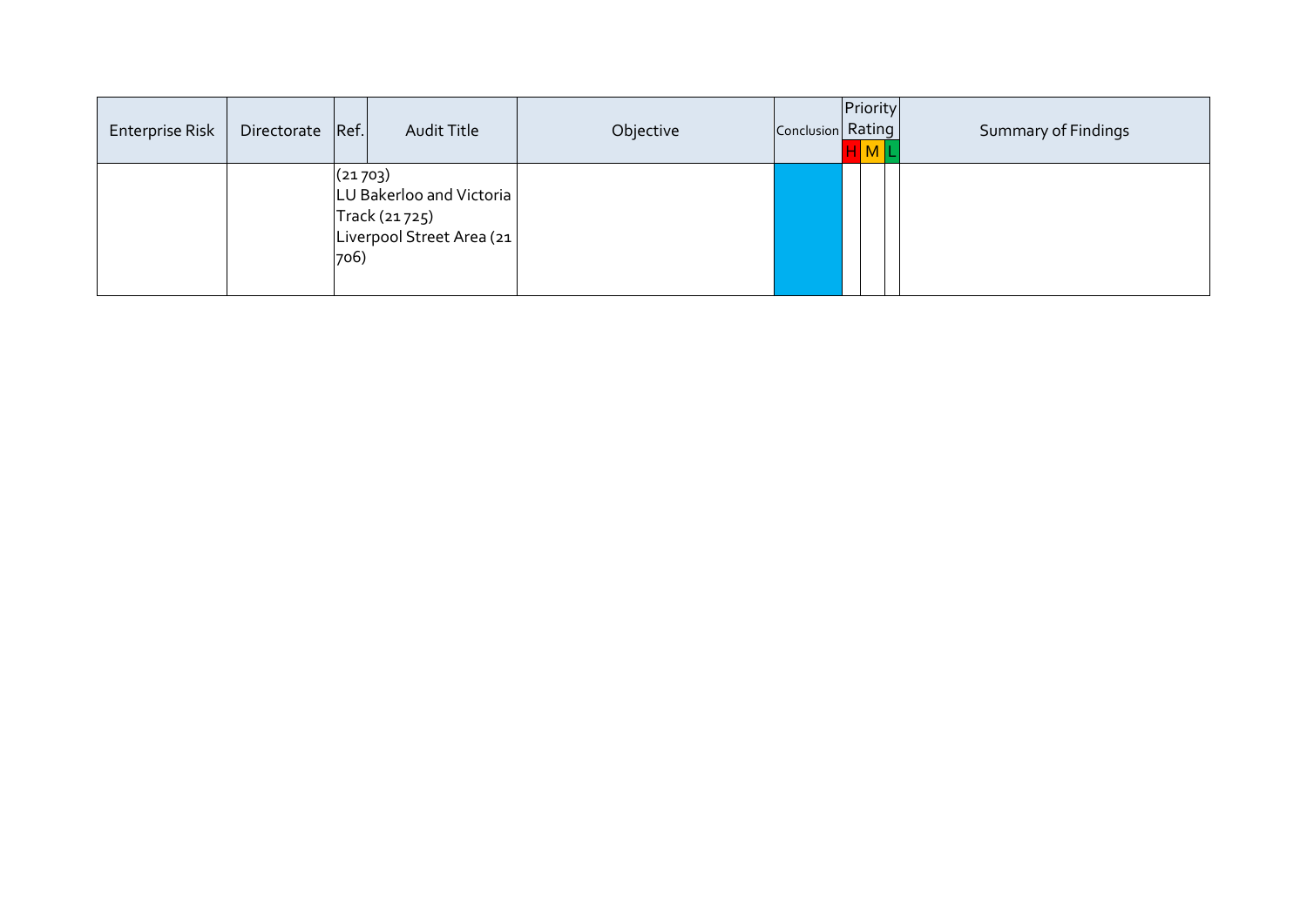| Enterprise Risk | Directorate | Ref. | Audit Title | Objective | Conclusion | Priority Rating | | | Summary of Findings |
|---|---|---|---|---|---|---|---|---|---|
| | | | | | | H | M | L | |
| | | (21 703) LU Bakerloo and Victoria Track (21 725) Liverpool Street Area (21 706) | | | | | | | |